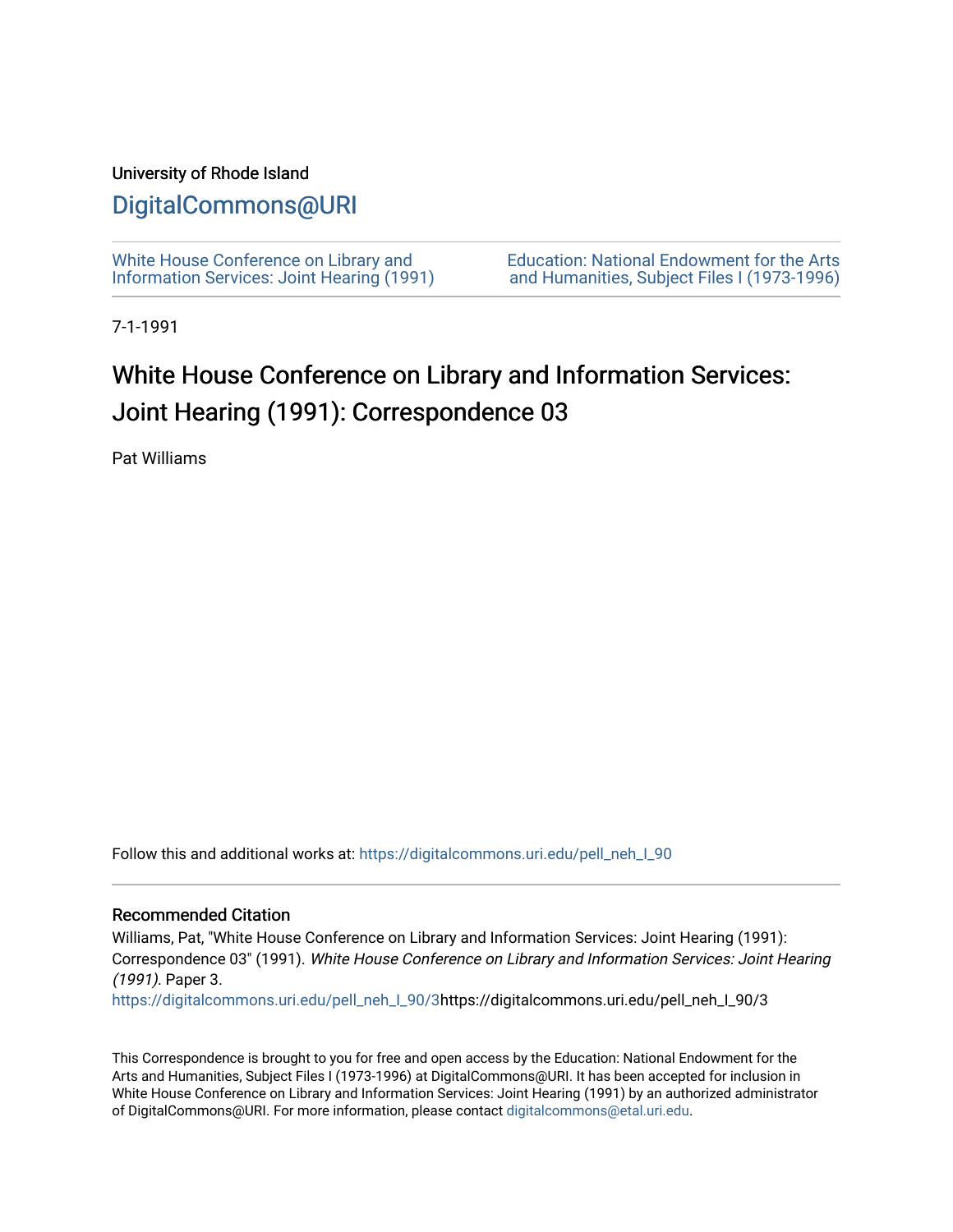University of Rhode Island

# DigitalCommons@URI

White House Conference on Library and Information Services: Joint Hearing (1991)

Education: National Endowment for the Arts and Humanities, Subject Files I (1973-1996)

7-1-1991

## White House Conference on Library and Information Services: Joint Hearing (1991): Correspondence 03

Pat Williams

Follow this and additional works at: https://digitalcommons.uri.edu/pell_neh_I_90

### Recommended Citation

Williams, Pat, "White House Conference on Library and Information Services: Joint Hearing (1991): Correspondence 03" (1991). *White House Conference on Library and Information Services: Joint Hearing (1991).* Paper 3.
https://digitalcommons.uri.edu/pell_neh_I_90/3https://digitalcommons.uri.edu/pell_neh_I_90/3

This Correspondence is brought to you for free and open access by the Education: National Endowment for the Arts and Humanities, Subject Files I (1973-1996) at DigitalCommons@URI. It has been accepted for inclusion in White House Conference on Library and Information Services: Joint Hearing (1991) by an authorized administrator of DigitalCommons@URI. For more information, please contact digitalcommons@etal.uri.edu.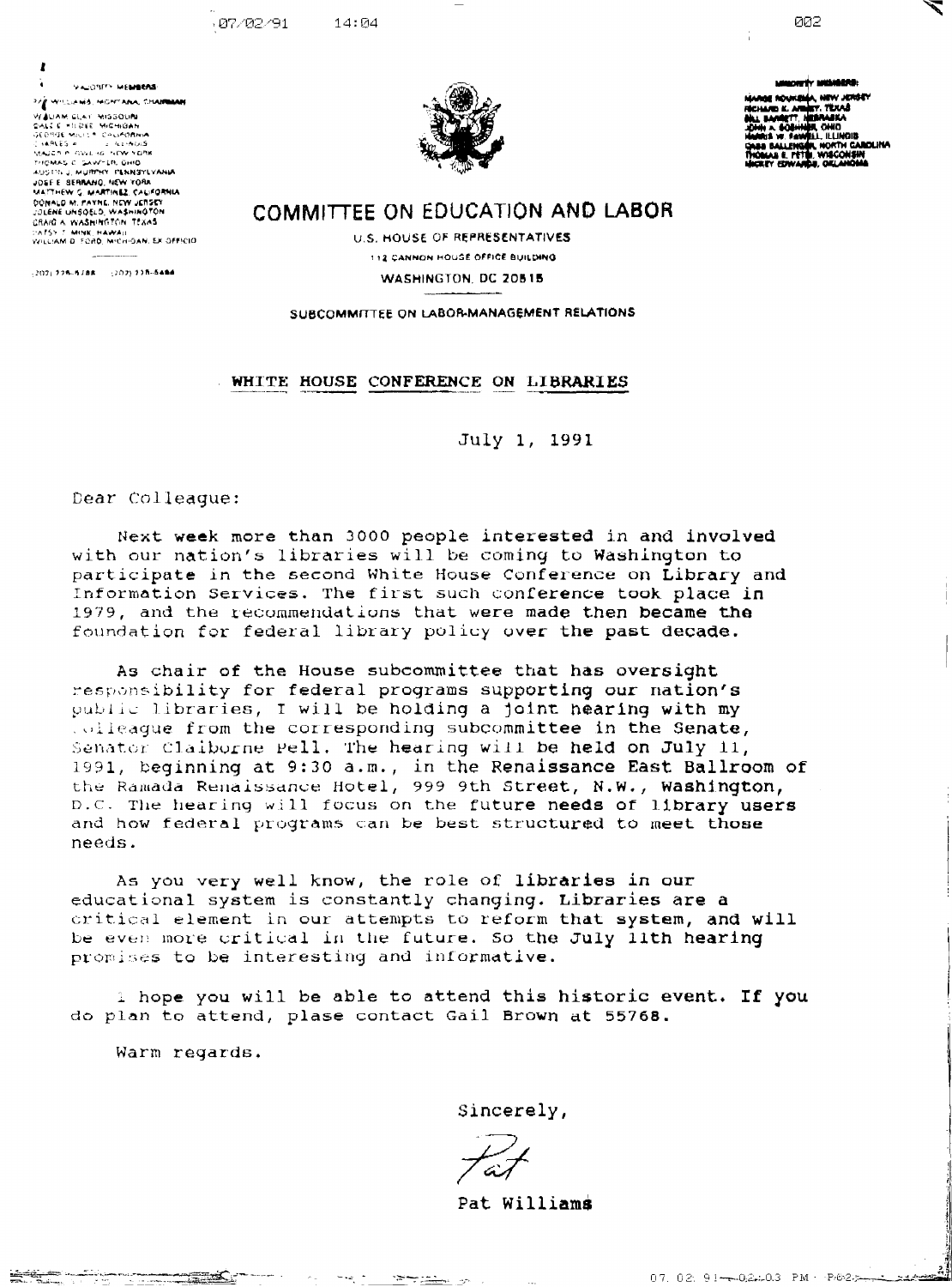MAJORITY MEMBERS:

PAT WILLIAMS, MONTANA, CHAIRMAN
WILLIAM CLAY, MISSOURI
DALE E. KILDEE, MICHIGAN
GEORGE MILLER, CALIFORNIA
CHARLES A. HAYES, ILLINOIS
MAJOR R. OWENS, NEW YORK
THOMAS C. SAWYER, OHIO
AUSTIN J. MURPHY, PENNSYLVANIA
JOSE E. SERRANO, NEW YORK
MATTHEW G. MARTINEZ, CALIFORNIA
DONALD M. PAYNE, NEW JERSEY
JOLENE UNSOELD, WASHINGTON
CRAIG A. WASHINGTON, TEXAS
PATSY T. MINK, HAWAII
WILLIAM D. FORD, MICHIGAN, EX OFFICIO

(202) 226-5768 (202) 225-5484

MINORITY MEMBERS:

MARGE ROUKEMA, NEW JERSEY
RICHARD K. ARMEY, TEXAS
BILL BARRETT, NEBRASKA
JOHN A. BOEHNER, OHIO
HARRIS W. FAWELL, ILLINOIS
CASS BALLENGER, NORTH CAROLINA
THOMAS E. PETRI, WISCONSIN
MICKEY EDWARDS, OKLAHOMA

# COMMITTEE ON EDUCATION AND LABOR

U.S. HOUSE OF REPRESENTATIVES

112 CANNON HOUSE OFFICE BUILDING

WASHINGTON, DC 20515

SUBCOMMITTEE ON LABOR-MANAGEMENT RELATIONS

## WHITE HOUSE CONFERENCE ON LIBRARIES

July 1, 1991

Dear Colleague:

Next week more than 3000 people interested in and involved with our nation's libraries will be coming to Washington to participate in the second White House Conference on Library and Information Services. The first such conference took place in 1979, and the recommendations that were made then became the foundation for federal library policy over the past decade.

As chair of the House subcommittee that has oversight responsibility for federal programs supporting our nation's public libraries, I will be holding a joint hearing with my colleague from the corresponding subcommittee in the Senate, Senator Claiborne Pell. The hearing will be held on July 11, 1991, beginning at 9:30 a.m., in the Renaissance East Ballroom of the Ramada Renaissance Hotel, 999 9th Street, N.W., Washington, D.C. The hearing will focus on the future needs of library users and how federal programs can be best structured to meet those needs.

As you very well know, the role of libraries in our educational system is constantly changing. Libraries are a critical element in our attempts to reform that system, and will be even more critical in the future. So the July 11th hearing promises to be interesting and informative.

I hope you will be able to attend this historic event. If you do plan to attend, plase contact Gail Brown at 55768.

Warm regards.

Sincerely,

Pat

Pat Williams